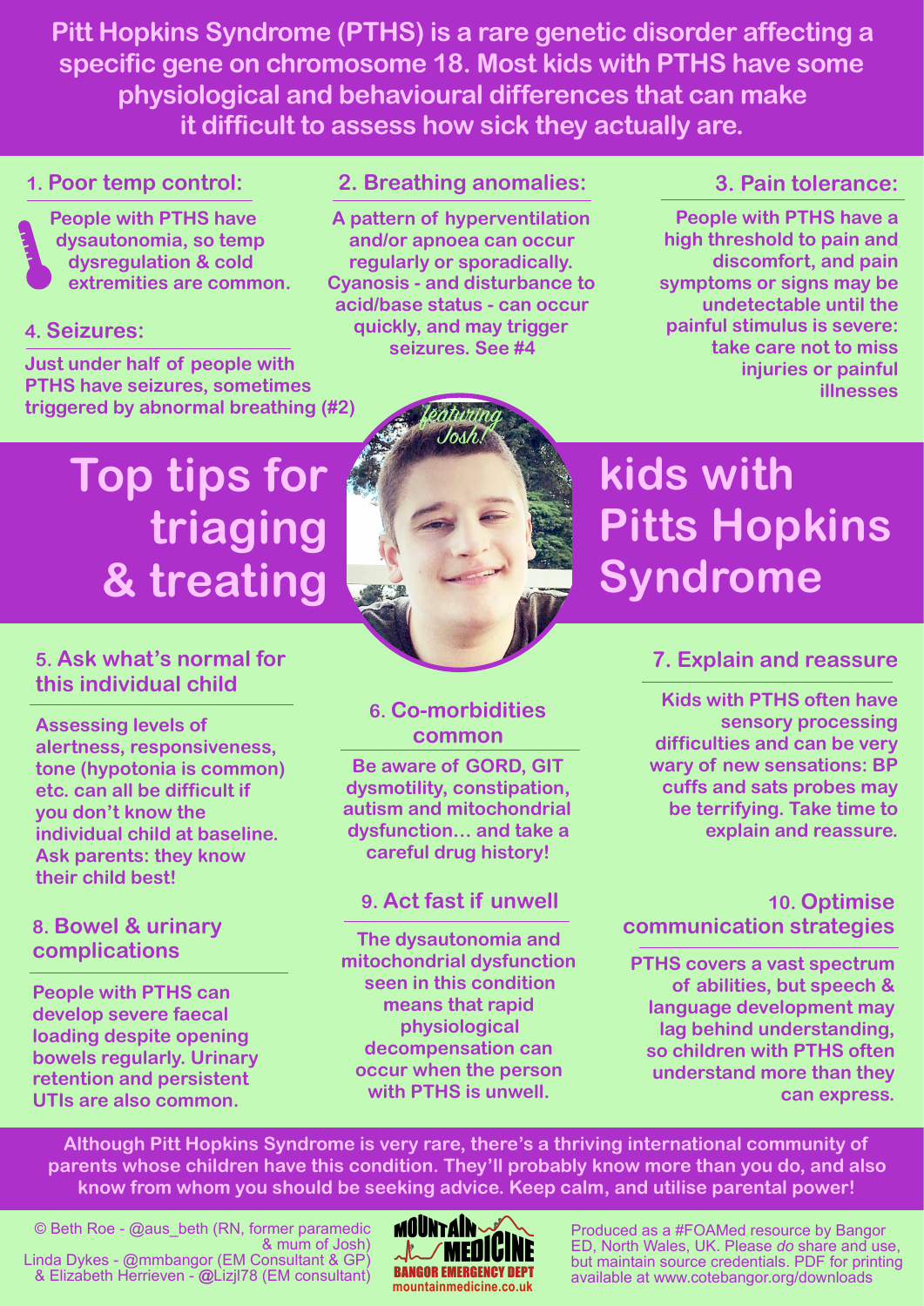**Pitt Hopkins Syndrome (PTHS) is a rare genetic disorder affecting a specific gene on chromosome 18. Most kids with PTHS have some physiological and behavioural differences that can make it difficult to assess how sick they actually are.**

# Top tips for triaging & treating kids with Pitts Hopkins Syndrome

*featuring Josh!*

### 1. Poor temp control:

People with PTHS have dysautonomia, so temp dysregulation & cold extremities are common.

### 2. Breathing anomalies:

A pattern of hyperventilation and/or apnoea can occur regularly or sporadically. Cyanosis - and disturbance to acid/base status - can occur quickly, and may trigger seizures. See #4

### 3. Pain tolerance:

People with PTHS have a high threshold to pain and discomfort, and pain symptoms or signs may be undetectable until the painful stimulus is severe: take care not to miss injuries or painful illnesses

### 4. Seizures:

Just under half of people with PTHS have seizures, sometimes triggered by abnormal breathing (#2)

### 5. Ask what's normal for this individual child

Assessing levels of alertness, responsiveness, tone (hypotonia is common) etc. can all be difficult if you don't know the individual child at baseline. Ask parents: they know their child best!

### 6. Co-morbidities common

Be aware of GORD, GIT dysmotility, constipation, autism and mitochondrial dysfunction… and take a careful drug history!

### 7. Explain and reassure

Kids with PTHS often have sensory processing difficulties and can be very wary of new sensations: BP cuffs and sats probes may be terrifying. Take time to explain and reassure.

### 8. Bowel & urinary complications

People with PTHS can develop severe faecal loading despite opening bowels regularly. Urinary retention and persistent UTIs are also common.

### 9. Act fast if unwell

The dysautonomia and mitochondrial dysfunction seen in this condition means that rapid physiological decompensation can occur when the person with PTHS is unwell.

### 10. Optimise communication strategies

PTHS covers a vast spectrum of abilities, but speech & language development may lag behind understanding, so children with PTHS often understand more than they can express.

**Although Pitt Hopkins Syndrome is very rare, there's a thriving international community of parents whose children have this condition. They'll probably know more than you do, and also know from whom you should be seeking advice. Keep calm, and utilise parental power!**

© Beth Roe - @aus_beth (RN, former paramedic & mum of Josh)
Linda Dykes - @mmbangor (EM Consultant & GP)
& Elizabeth Herrieven - @Lizjl78 (EM consultant)

MOUNTAIN MEDICINE
BANGOR EMERGENCY DEPT
mountainmedicine.co.uk

Produced as a #FOAMed resource by Bangor ED, North Wales, UK. Please *do* share and use, but maintain source credentials. PDF for printing available at www.cotebangor.org/downloads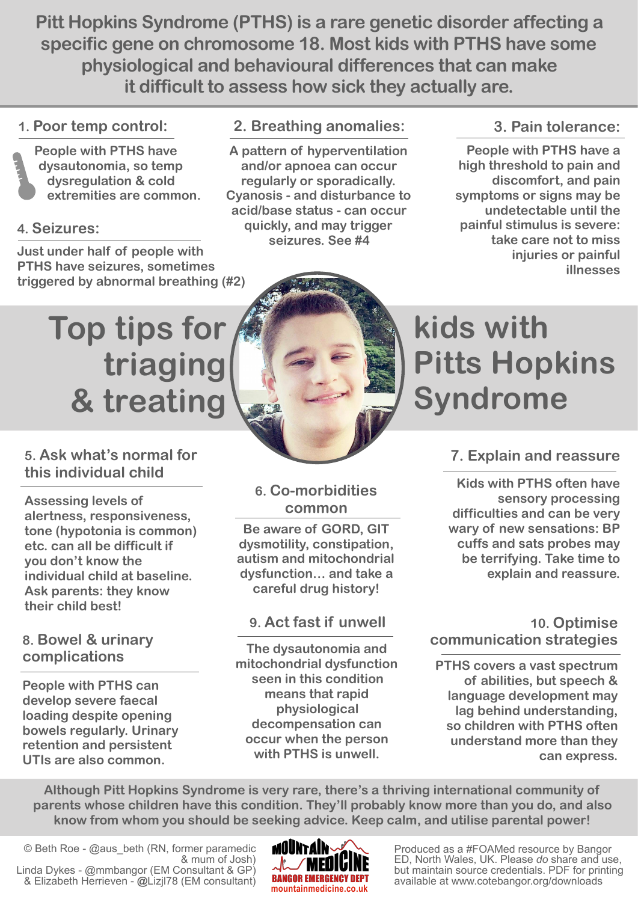Pitt Hopkins Syndrome (PTHS) is a rare genetic disorder affecting a specific gene on chromosome 18. Most kids with PTHS have some physiological and behavioural differences that can make it difficult to assess how sick they actually are.

# Top tips for triaging & treating kids with Pitts Hopkins Syndrome

### 1. Poor temp control:

People with PTHS have dysautonomia, so temp dysregulation & cold extremities are common.

### 2. Breathing anomalies:

A pattern of hyperventilation and/or apnoea can occur regularly or sporadically. Cyanosis - and disturbance to acid/base status - can occur quickly, and may trigger seizures. See #4

### 3. Pain tolerance:

People with PTHS have a high threshold to pain and discomfort, and pain symptoms or signs may be undetectable until the painful stimulus is severe: take care not to miss injuries or painful illnesses

### 4. Seizures:

Just under half of people with PTHS have seizures, sometimes triggered by abnormal breathing (#2)

### 5. Ask what's normal for this individual child

Assessing levels of alertness, responsiveness, tone (hypotonia is common) etc. can all be difficult if you don't know the individual child at baseline. Ask parents: they know their child best!

### 6. Co-morbidities common

Be aware of GORD, GIT dysmotility, constipation, autism and mitochondrial dysfunction… and take a careful drug history!

### 7. Explain and reassure

Kids with PTHS often have sensory processing difficulties and can be very wary of new sensations: BP cuffs and sats probes may be terrifying. Take time to explain and reassure.

### 8. Bowel & urinary complications

People with PTHS can develop severe faecal loading despite opening bowels regularly. Urinary retention and persistent UTIs are also common.

### 9. Act fast if unwell

The dysautonomia and mitochondrial dysfunction seen in this condition means that rapid physiological decompensation can occur when the person with PTHS is unwell.

### 10. Optimise communication strategies

PTHS covers a vast spectrum of abilities, but speech & language development may lag behind understanding, so children with PTHS often understand more than they can express.

Although Pitt Hopkins Syndrome is very rare, there's a thriving international community of parents whose children have this condition. They'll probably know more than you do, and also know from whom you should be seeking advice. Keep calm, and utilise parental power!

© Beth Roe - @aus_beth (RN, former paramedic & mum of Josh)
Linda Dykes - @mmbangor (EM Consultant & GP)
& Elizabeth Herrieven - @Lizjl78 (EM consultant)

MOUNTAIN MEDICINE
BANGOR EMERGENCY DEPT
mountainmedicine.co.uk

Produced as a #FOAMed resource by Bangor ED, North Wales, UK. Please *do* share and use, but maintain source credentials. PDF for printing available at www.cotebangor.org/downloads